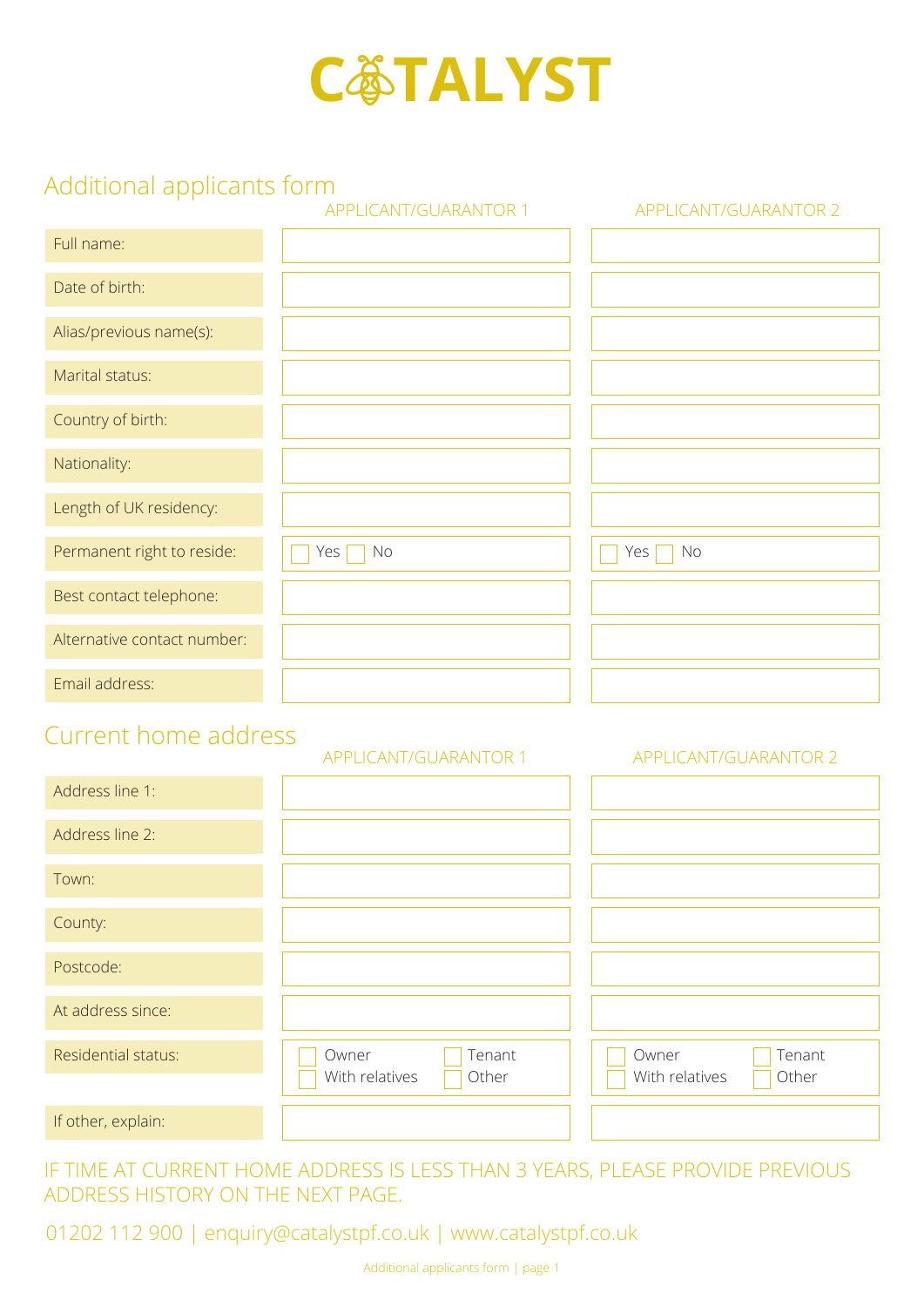# CATALYST

## Additional applicants form

| | APPLICANT/GUARANTOR 1 | APPLICANT/GUARANTOR 2 |
|---|---|---|
| Full name: | | |
| Date of birth: | | |
| Alias/previous name(s): | | |
| Marital status: | | |
| Country of birth: | | |
| Nationality: | | |
| Length of UK residency: | | |
| Permanent right to reside: | ☐ Yes ☐ No | ☐ Yes ☐ No |
| Best contact telephone: | | |
| Alternative contact number: | | |
| Email address: | | |

## Current home address

| | APPLICANT/GUARANTOR 1 | APPLICANT/GUARANTOR 2 |
|---|---|---|
| Address line 1: | | |
| Address line 2: | | |
| Town: | | |
| County: | | |
| Postcode: | | |
| At address since: | | |
| Residential status: | ☐ Owner ☐ Tenant ☐ With relatives ☐ Other | ☐ Owner ☐ Tenant ☐ With relatives ☐ Other |
| If other, explain: | | |

IF TIME AT CURRENT HOME ADDRESS IS LESS THAN 3 YEARS, PLEASE PROVIDE PREVIOUS ADDRESS HISTORY ON THE NEXT PAGE.

01202 112 900 | enquiry@catalystpf.co.uk | www.catalystpf.co.uk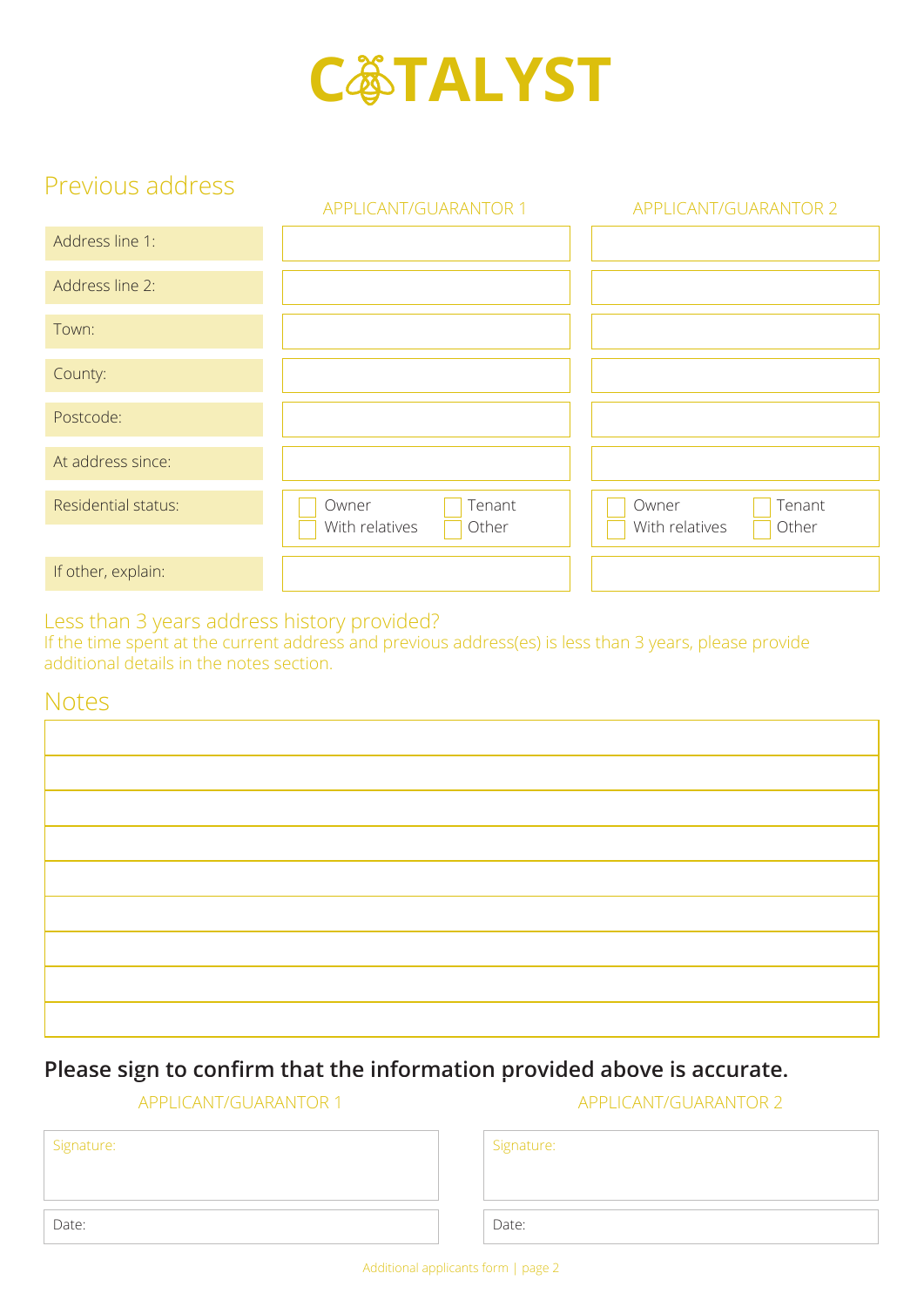# CATALYST

## Previous address

| | APPLICANT/GUARANTOR 1 | APPLICANT/GUARANTOR 2 |
|---|---|---|
| Address line 1: | | |
| Address line 2: | | |
| Town: | | |
| County: | | |
| Postcode: | | |
| At address since: | | |
| Residential status: | ☐ Owner ☐ Tenant ☐ With relatives ☐ Other | ☐ Owner ☐ Tenant ☐ With relatives ☐ Other |
| If other, explain: | | |

## Less than 3 years address history provided?

If the time spent at the current address and previous address(es) is less than 3 years, please provide additional details in the notes section.

## Notes

| |
|---|
| |
| |
| |
| |
| |
| |
| |
| |
| |

**Please sign to confirm that the information provided above is accurate.**

| APPLICANT/GUARANTOR 1 | APPLICANT/GUARANTOR 2 |
|---|---|
| Signature: | Signature: |
| Date: | Date: |

Additional applicants form | page 2